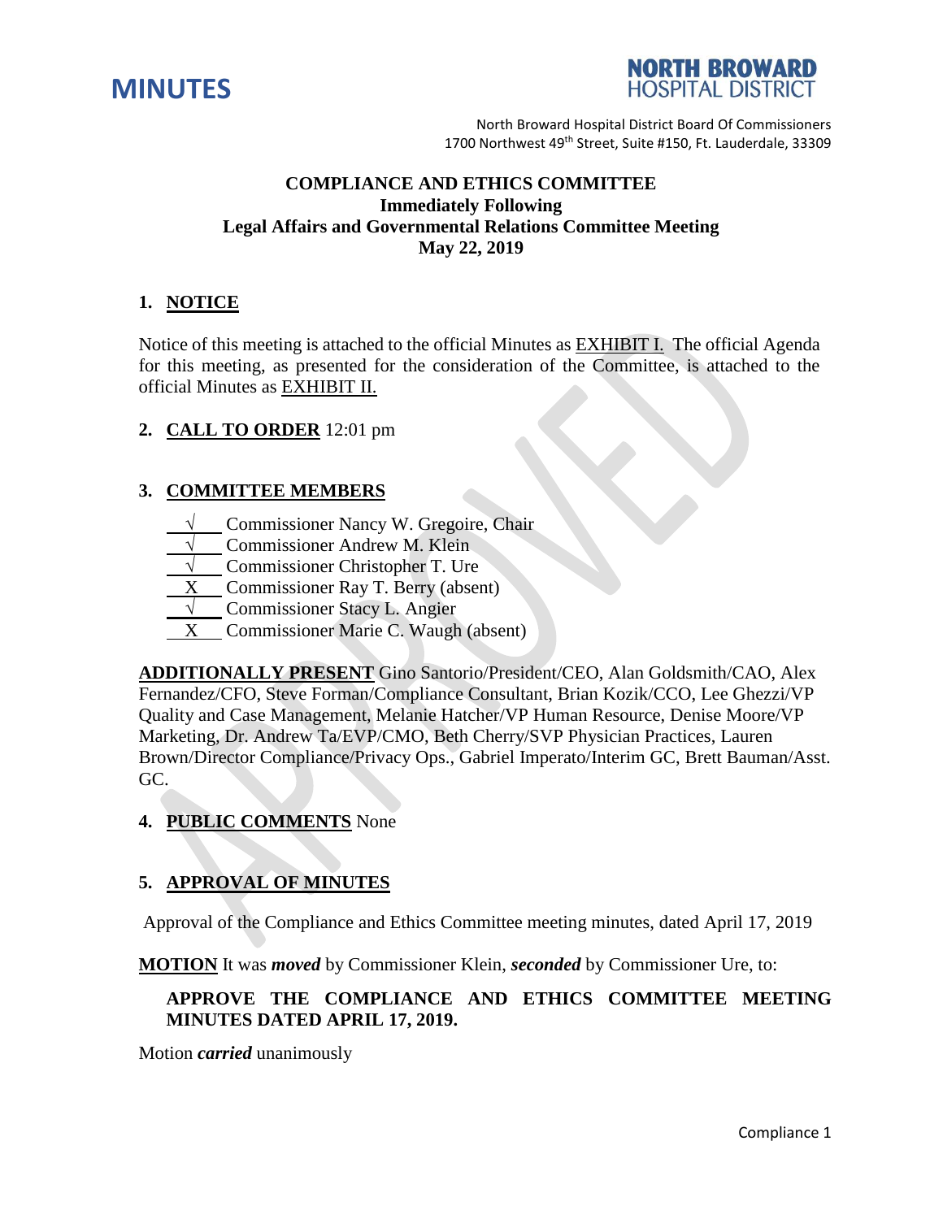# MINUTES

**NORTH BROWARD HOSPITAL DISTRICT**

North Broward Hospital District Board Of Commissioners
1700 Northwest 49th Street, Suite #150, Ft. Lauderdale, 33309

**COMPLIANCE AND ETHICS COMMITTEE**
**Immediately Following**
**Legal Affairs and Governmental Relations Committee Meeting**
**May 22, 2019**

## 1. NOTICE

Notice of this meeting is attached to the official Minutes as EXHIBIT I. The official Agenda for this meeting, as presented for the consideration of the Committee, is attached to the official Minutes as EXHIBIT II.

## 2. CALL TO ORDER 12:01 pm

## 3. COMMITTEE MEMBERS

- √ Commissioner Nancy W. Gregoire, Chair
- √ Commissioner Andrew M. Klein
- √ Commissioner Christopher T. Ure
- X Commissioner Ray T. Berry (absent)
- √ Commissioner Stacy L. Angier
- X Commissioner Marie C. Waugh (absent)

**ADDITIONALLY PRESENT** Gino Santorio/President/CEO, Alan Goldsmith/CAO, Alex Fernandez/CFO, Steve Forman/Compliance Consultant, Brian Kozik/CCO, Lee Ghezzi/VP Quality and Case Management, Melanie Hatcher/VP Human Resource, Denise Moore/VP Marketing, Dr. Andrew Ta/EVP/CMO, Beth Cherry/SVP Physician Practices, Lauren Brown/Director Compliance/Privacy Ops., Gabriel Imperato/Interim GC, Brett Bauman/Asst. GC.

## 4. PUBLIC COMMENTS None

## 5. APPROVAL OF MINUTES

Approval of the Compliance and Ethics Committee meeting minutes, dated April 17, 2019

**MOTION** It was ***moved*** by Commissioner Klein, ***seconded*** by Commissioner Ure, to:

**APPROVE THE COMPLIANCE AND ETHICS COMMITTEE MEETING MINUTES DATED APRIL 17, 2019.**

Motion ***carried*** unanimously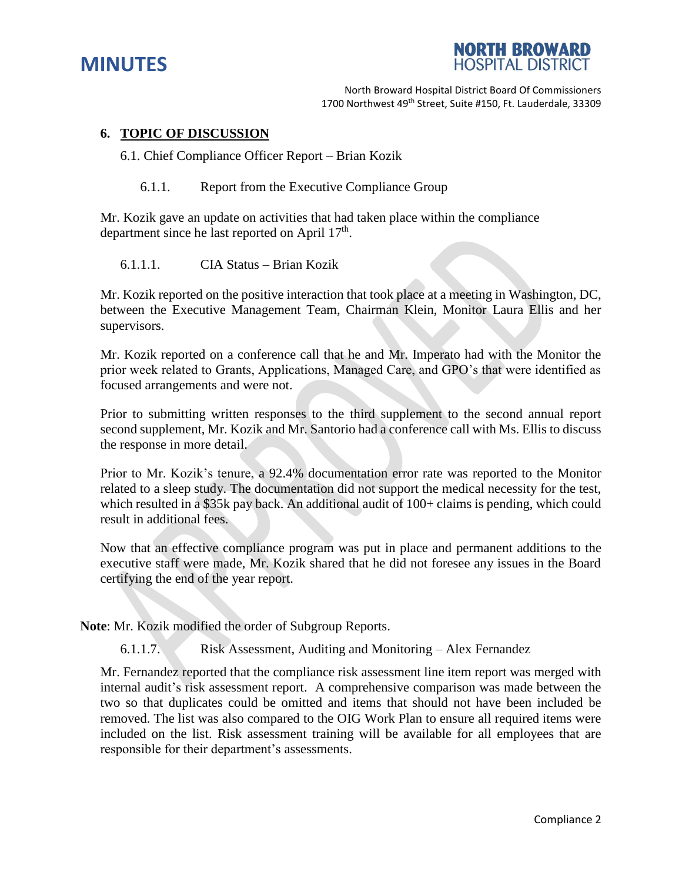## 6. TOPIC OF DISCUSSION

6.1. Chief Compliance Officer Report – Brian Kozik

6.1.1. Report from the Executive Compliance Group

Mr. Kozik gave an update on activities that had taken place within the compliance department since he last reported on April 17th.

6.1.1.1. CIA Status – Brian Kozik

Mr. Kozik reported on the positive interaction that took place at a meeting in Washington, DC, between the Executive Management Team, Chairman Klein, Monitor Laura Ellis and her supervisors.

Mr. Kozik reported on a conference call that he and Mr. Imperato had with the Monitor the prior week related to Grants, Applications, Managed Care, and GPO's that were identified as focused arrangements and were not.

Prior to submitting written responses to the third supplement to the second annual report second supplement, Mr. Kozik and Mr. Santorio had a conference call with Ms. Ellis to discuss the response in more detail.

Prior to Mr. Kozik's tenure, a 92.4% documentation error rate was reported to the Monitor related to a sleep study. The documentation did not support the medical necessity for the test, which resulted in a $35k pay back. An additional audit of 100+ claims is pending, which could result in additional fees.

Now that an effective compliance program was put in place and permanent additions to the executive staff were made, Mr. Kozik shared that he did not foresee any issues in the Board certifying the end of the year report.

**Note**: Mr. Kozik modified the order of Subgroup Reports.

6.1.1.7. Risk Assessment, Auditing and Monitoring – Alex Fernandez

Mr. Fernandez reported that the compliance risk assessment line item report was merged with internal audit's risk assessment report. A comprehensive comparison was made between the two so that duplicates could be omitted and items that should not have been included be removed. The list was also compared to the OIG Work Plan to ensure all required items were included on the list. Risk assessment training will be available for all employees that are responsible for their department's assessments.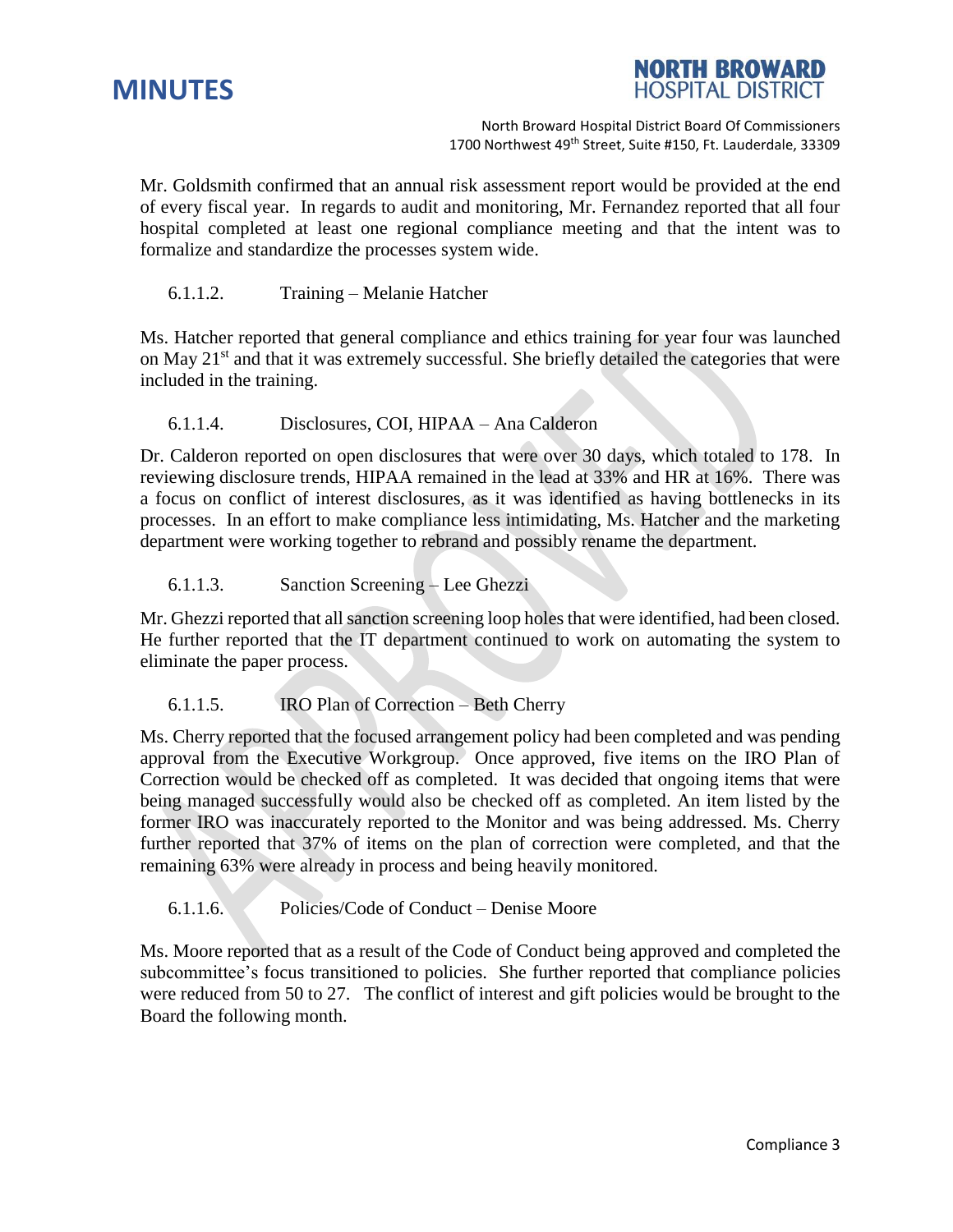Mr. Goldsmith confirmed that an annual risk assessment report would be provided at the end of every fiscal year. In regards to audit and monitoring, Mr. Fernandez reported that all four hospital completed at least one regional compliance meeting and that the intent was to formalize and standardize the processes system wide.

6.1.1.2. Training – Melanie Hatcher

Ms. Hatcher reported that general compliance and ethics training for year four was launched on May 21st and that it was extremely successful. She briefly detailed the categories that were included in the training.

6.1.1.4. Disclosures, COI, HIPAA – Ana Calderon

Dr. Calderon reported on open disclosures that were over 30 days, which totaled to 178. In reviewing disclosure trends, HIPAA remained in the lead at 33% and HR at 16%. There was a focus on conflict of interest disclosures, as it was identified as having bottlenecks in its processes. In an effort to make compliance less intimidating, Ms. Hatcher and the marketing department were working together to rebrand and possibly rename the department.

6.1.1.3. Sanction Screening – Lee Ghezzi

Mr. Ghezzi reported that all sanction screening loop holes that were identified, had been closed. He further reported that the IT department continued to work on automating the system to eliminate the paper process.

6.1.1.5. IRO Plan of Correction – Beth Cherry

Ms. Cherry reported that the focused arrangement policy had been completed and was pending approval from the Executive Workgroup. Once approved, five items on the IRO Plan of Correction would be checked off as completed. It was decided that ongoing items that were being managed successfully would also be checked off as completed. An item listed by the former IRO was inaccurately reported to the Monitor and was being addressed. Ms. Cherry further reported that 37% of items on the plan of correction were completed, and that the remaining 63% were already in process and being heavily monitored.

6.1.1.6. Policies/Code of Conduct – Denise Moore

Ms. Moore reported that as a result of the Code of Conduct being approved and completed the subcommittee's focus transitioned to policies. She further reported that compliance policies were reduced from 50 to 27. The conflict of interest and gift policies would be brought to the Board the following month.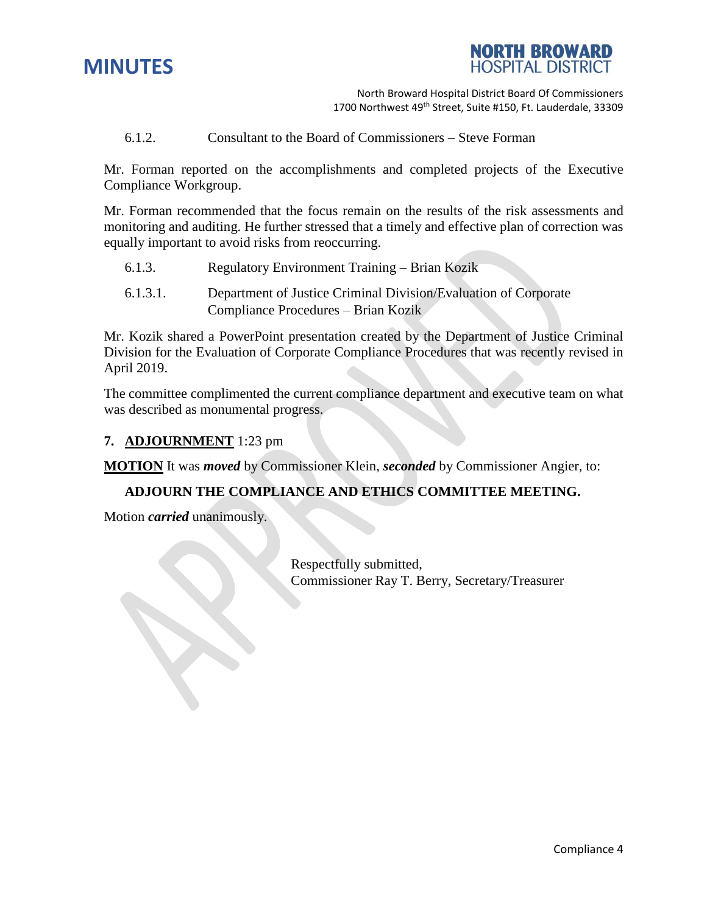6.1.2. Consultant to the Board of Commissioners – Steve Forman

Mr. Forman reported on the accomplishments and completed projects of the Executive Compliance Workgroup.

Mr. Forman recommended that the focus remain on the results of the risk assessments and monitoring and auditing. He further stressed that a timely and effective plan of correction was equally important to avoid risks from reoccurring.

6.1.3. Regulatory Environment Training – Brian Kozik

6.1.3.1. Department of Justice Criminal Division/Evaluation of Corporate Compliance Procedures – Brian Kozik

Mr. Kozik shared a PowerPoint presentation created by the Department of Justice Criminal Division for the Evaluation of Corporate Compliance Procedures that was recently revised in April 2019.

The committee complimented the current compliance department and executive team on what was described as monumental progress.

**7. ADJOURNMENT** 1:23 pm

**MOTION** It was ***moved*** by Commissioner Klein, ***seconded*** by Commissioner Angier, to:

**ADJOURN THE COMPLIANCE AND ETHICS COMMITTEE MEETING.**

Motion ***carried*** unanimously.

Respectfully submitted,
Commissioner Ray T. Berry, Secretary/Treasurer